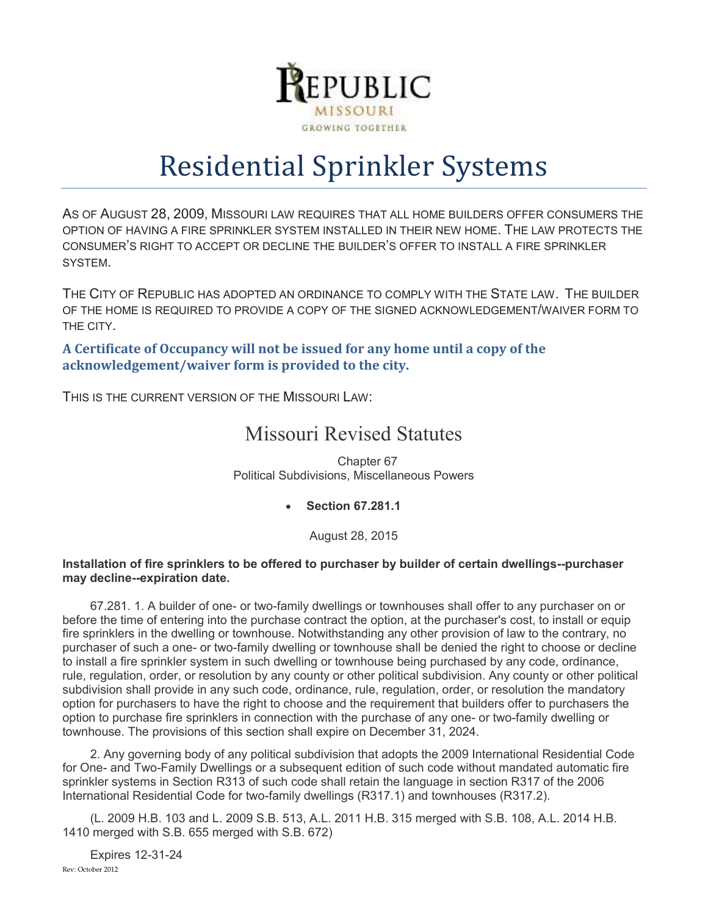REPUBLIC
MISSOURI
GROWING TOGETHER

# Residential Sprinkler Systems

AS OF AUGUST 28, 2009, MISSOURI LAW REQUIRES THAT ALL HOME BUILDERS OFFER CONSUMERS THE OPTION OF HAVING A FIRE SPRINKLER SYSTEM INSTALLED IN THEIR NEW HOME. THE LAW PROTECTS THE CONSUMER'S RIGHT TO ACCEPT OR DECLINE THE BUILDER'S OFFER TO INSTALL A FIRE SPRINKLER SYSTEM.

THE CITY OF REPUBLIC HAS ADOPTED AN ORDINANCE TO COMPLY WITH THE STATE LAW. THE BUILDER OF THE HOME IS REQUIRED TO PROVIDE A COPY OF THE SIGNED ACKNOWLEDGEMENT/WAIVER FORM TO THE CITY.

**A Certificate of Occupancy will not be issued for any home until a copy of the acknowledgement/waiver form is provided to the city.**

THIS IS THE CURRENT VERSION OF THE MISSOURI LAW:

## Missouri Revised Statutes

Chapter 67
Political Subdivisions, Miscellaneous Powers

- **Section 67.281.1**

August 28, 2015

**Installation of fire sprinklers to be offered to purchaser by builder of certain dwellings--purchaser may decline--expiration date.**

67.281. 1. A builder of one- or two-family dwellings or townhouses shall offer to any purchaser on or before the time of entering into the purchase contract the option, at the purchaser's cost, to install or equip fire sprinklers in the dwelling or townhouse. Notwithstanding any other provision of law to the contrary, no purchaser of such a one- or two-family dwelling or townhouse shall be denied the right to choose or decline to install a fire sprinkler system in such dwelling or townhouse being purchased by any code, ordinance, rule, regulation, order, or resolution by any county or other political subdivision. Any county or other political subdivision shall provide in any such code, ordinance, rule, regulation, order, or resolution the mandatory option for purchasers to have the right to choose and the requirement that builders offer to purchasers the option to purchase fire sprinklers in connection with the purchase of any one- or two-family dwelling or townhouse. The provisions of this section shall expire on December 31, 2024.

2. Any governing body of any political subdivision that adopts the 2009 International Residential Code for One- and Two-Family Dwellings or a subsequent edition of such code without mandated automatic fire sprinkler systems in Section R313 of such code shall retain the language in section R317 of the 2006 International Residential Code for two-family dwellings (R317.1) and townhouses (R317.2).

(L. 2009 H.B. 103 and L. 2009 S.B. 513, A.L. 2011 H.B. 315 merged with S.B. 108, A.L. 2014 H.B. 1410 merged with S.B. 655 merged with S.B. 672)

Expires 12-31-24

Rev: October 2012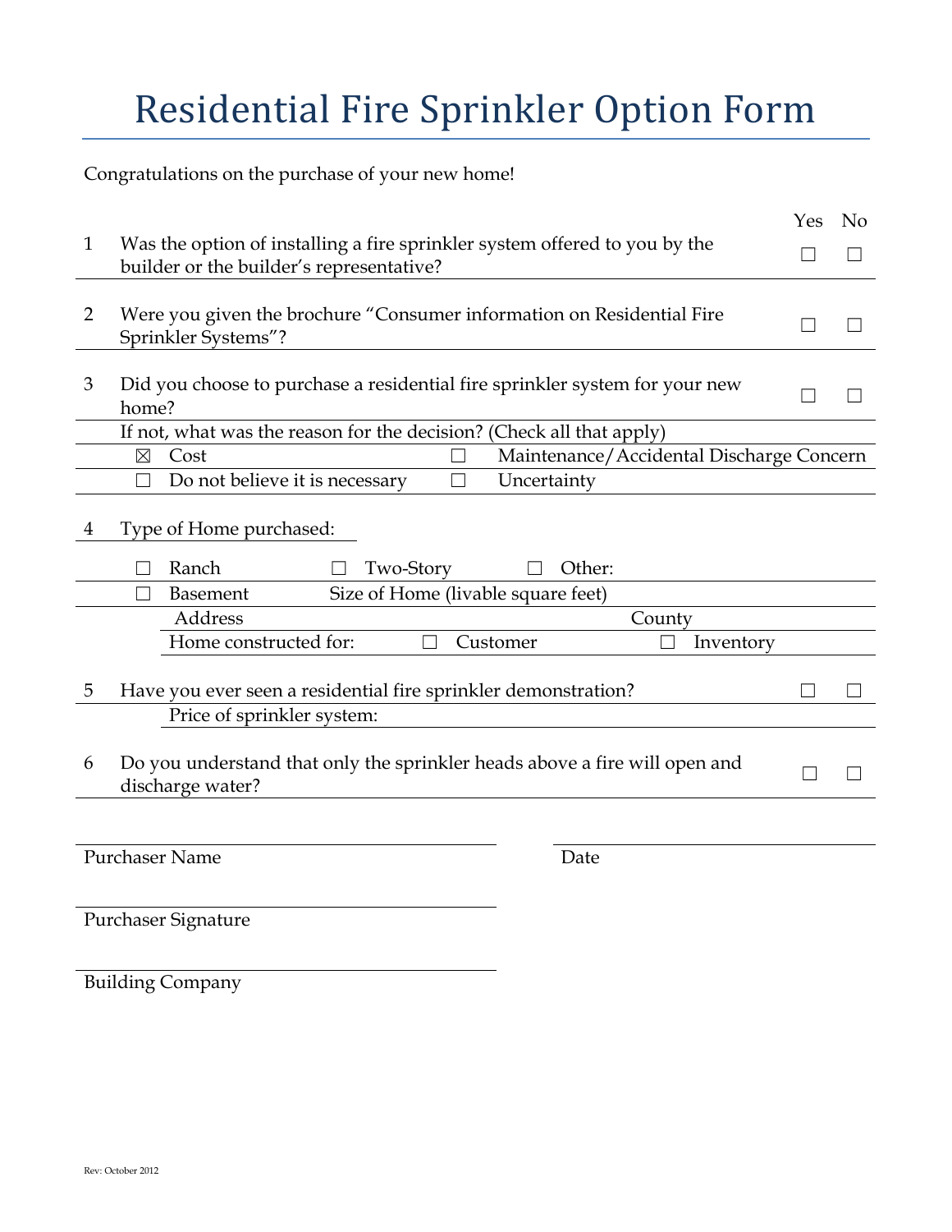# Residential Fire Sprinkler Option Form

Congratulations on the purchase of your new home!

| | | Yes | No |
|---|---|---|---|
| 1 | Was the option of installing a fire sprinkler system offered to you by the builder or the builder's representative? | ☐ | ☐ |
| 2 | Were you given the brochure "Consumer information on Residential Fire Sprinkler Systems"? | ☐ | ☐ |
| 3 | Did you choose to purchase a residential fire sprinkler system for your new home? | ☐ | ☐ |

If not, what was the reason for the decision? (Check all that apply)

☒ Cost ☐ Maintenance/Accidental Discharge Concern

☐ Do not believe it is necessary ☐ Uncertainty

4 Type of Home purchased:

☐ Ranch ☐ Two-Story ☐ Other:

☐ Basement Size of Home (livable square feet)

Address County

Home constructed for: ☐ Customer ☐ Inventory

| | | Yes | No |
|---|---|---|---|
| 5 | Have you ever seen a residential fire sprinkler demonstration? | ☐ | ☐ |

Price of sprinkler system:

| | | Yes | No |
|---|---|---|---|
| 6 | Do you understand that only the sprinkler heads above a fire will open and discharge water? | ☐ | ☐ |

Purchaser Name ______________________ Date ______________________

Purchaser Signature ______________________

Building Company ______________________

Rev: October 2012